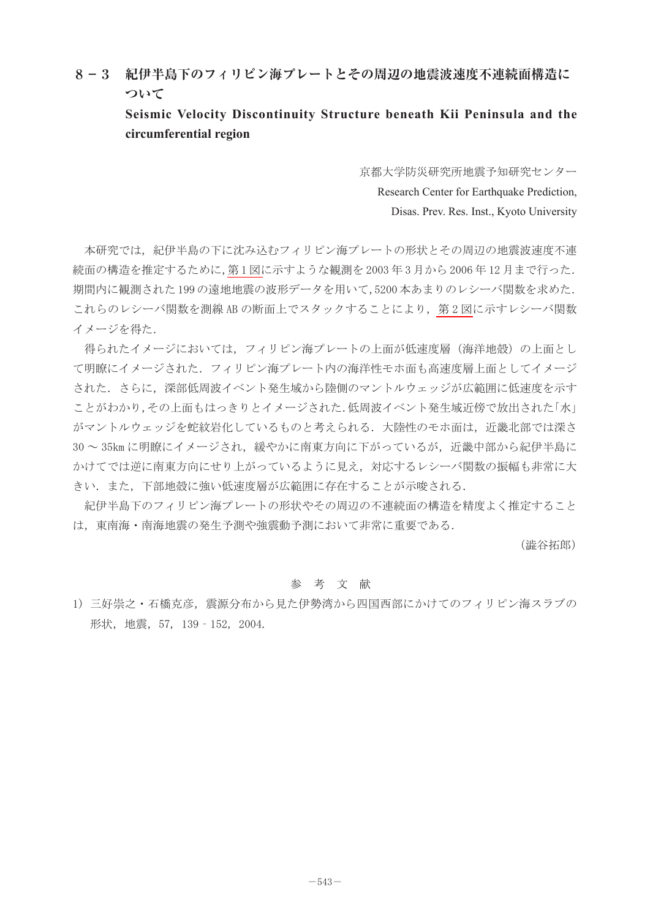# 8－3　紀伊半島下のフィリピン海プレートとその周辺の地震波速度不連続面構造について

**Seismic Velocity Discontinuity Structure beneath Kii Peninsula and the circumferential region**

京都大学防災研究所地震予知研究センター

Research Center for Earthquake Prediction,

Disas. Prev. Res. Inst., Kyoto University

本研究では，紀伊半島の下に沈み込むフィリピン海プレートの形状とその周辺の地震波速度不連続面の構造を推定するために，第1図に示すような観測を2003年3月から2006年12月まで行った．期間内に観測された199の遠地地震の波形データを用いて，5200本あまりのレシーバ関数を求めた．これらのレシーバ関数を測線ABの断面上でスタックすることにより，第2図に示すレシーバ関数イメージを得た．

得られたイメージにおいては，フィリピン海プレートの上面が低速度層（海洋地殻）の上面として明瞭にイメージされた．フィリピン海プレート内の海洋性モホ面も高速度層上面としてイメージされた．さらに，深部低周波イベント発生域から陸側のマントルウェッジが広範囲に低速度を示すことがわかり，その上面もはっきりとイメージされた．低周波イベント発生域近傍で放出された「水」がマントルウェッジを蛇紋岩化しているものと考えられる．大陸性のモホ面は，近畿北部では深さ30～35kmに明瞭にイメージされ，緩やかに南東方向に下がっているが，近畿中部から紀伊半島にかけてでは逆に南東方向にせり上がっているように見え，対応するレシーバ関数の振幅も非常に大きい．また，下部地殻に強い低速度層が広範囲に存在することが示唆される．

紀伊半島下のフィリピン海プレートの形状やその周辺の不連続面の構造を精度よく推定することは，東南海・南海地震の発生予測や強震動予測において非常に重要である．

（澁谷拓郎）

## 参考文献

1) 三好崇之・石橋克彦，震源分布から見た伊勢湾から四国西部にかけてのフィリピン海スラブの形状，地震，57，139－152，2004.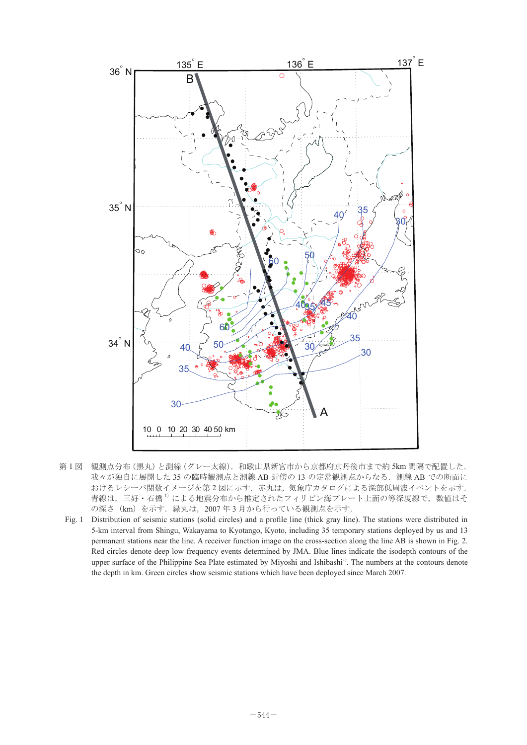第 1 図　観測点分布（黒丸）と測線（グレー太線）．和歌山県新宮市から京都府京丹後市まで約 5km 間隔で配置した．我々が独自に展開した 35 の臨時観測点と測線 AB 近傍の 13 の定常観測点からなる．測線 AB での断面におけるレシーバ関数イメージを第 2 図に示す．赤丸は，気象庁カタログによる深部低周波イベントを示す．青線は，三好・石橋[1] による地震分布から推定されたフィリピン海プレート上面の等深度線で，数値はその深さ（km）を示す．緑丸は，2007 年 3 月から行っている観測点を示す．

Fig. 1　Distribution of seismic stations (solid circles) and a profile line (thick gray line). The stations were distributed in 5-km interval from Shingu, Wakayama to Kyotango, Kyoto, including 35 temporary stations deployed by us and 13 permanent stations near the line. A receiver function image on the cross-section along the line AB is shown in Fig. 2. Red circles denote deep low frequency events determined by JMA. Blue lines indicate the isodepth contours of the upper surface of the Philippine Sea Plate estimated by Miyoshi and Ishibashi[1]. The numbers at the contours denote the depth in km. Green circles show seismic stations which have been deployed since March 2007.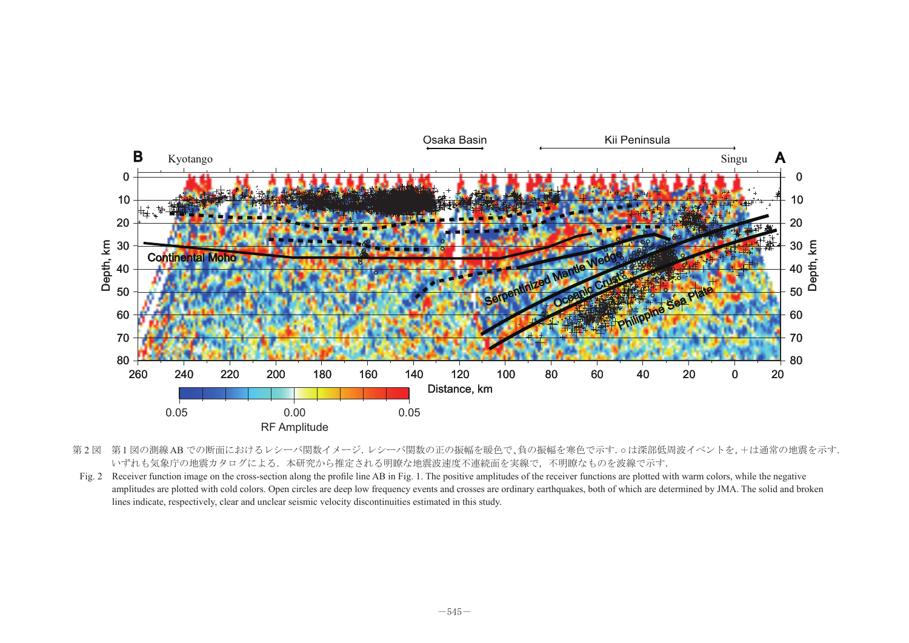Osaka Basin

Kii Peninsula

B

Kyotango

Singu

A

0
10
20
30
40
50
60
70
80

Depth, km

Continental Moho

Serpentinized Mantle Wedge

Oceanic Crust

Philippine Sea Plate

260 240 220 200 180 160 140 120 100 80 60 40 20 0 20

Distance, km

0.05 0.00 0.05

RF Amplitude

第 2 図　第 1 図の測線 AB での断面におけるレシーバ関数イメージ．レシーバ関数の正の振幅を暖色で､負の振幅を寒色で示す．○は深部低周波イベントを，＋は通常の地震を示す．いずれも気象庁の地震カタログによる．本研究から推定される明瞭な地震波速度不連続面を実線で，不明瞭なものを波線で示す．

Fig. 2　Receiver function image on the cross-section along the profile line AB in Fig. 1. The positive amplitudes of the receiver functions are plotted with warm colors, while the negative amplitudes are plotted with cold colors. Open circles are deep low frequency events and crosses are ordinary earthquakes, both of which are determined by JMA. The solid and broken lines indicate, respectively, clear and unclear seismic velocity discontinuities estimated in this study.